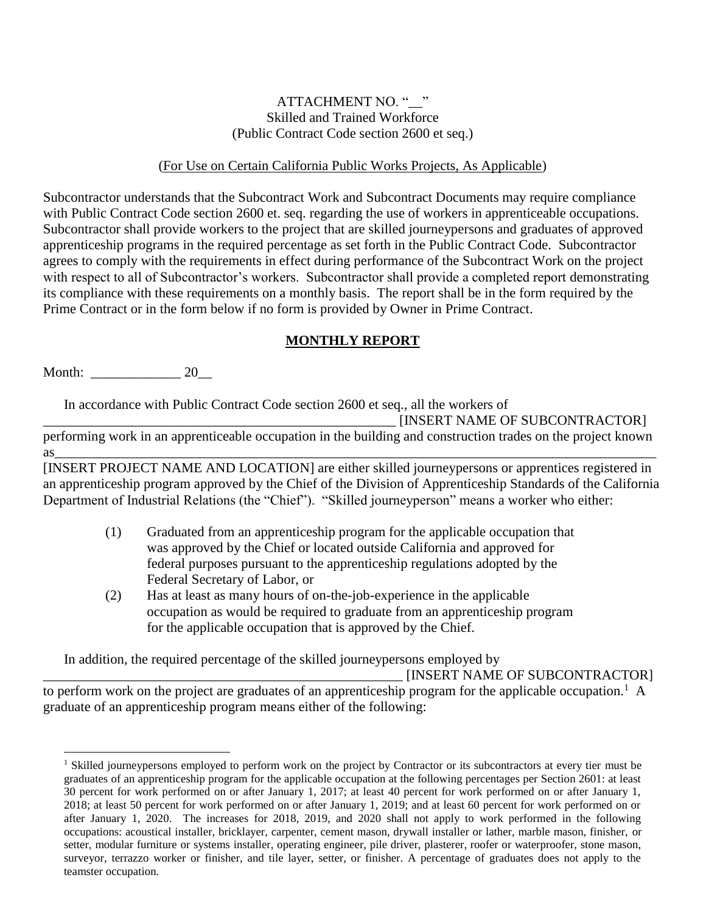ATTACHMENT NO. "__"
Skilled and Trained Workforce
(Public Contract Code section 2600 et seq.)

(For Use on Certain California Public Works Projects, As Applicable)

Subcontractor understands that the Subcontract Work and Subcontract Documents may require compliance with Public Contract Code section 2600 et. seq. regarding the use of workers in apprenticeable occupations. Subcontractor shall provide workers to the project that are skilled journeypersons and graduates of approved apprenticeship programs in the required percentage as set forth in the Public Contract Code. Subcontractor agrees to comply with the requirements in effect during performance of the Subcontract Work on the project with respect to all of Subcontractor's workers. Subcontractor shall provide a completed report demonstrating its compliance with these requirements on a monthly basis. The report shall be in the form required by the Prime Contract or in the form below if no form is provided by Owner in Prime Contract.

**MONTHLY REPORT**

Month: _____________ 20__

In accordance with Public Contract Code section 2600 et seq., all the workers of ____________________________________________________ [INSERT NAME OF SUBCONTRACTOR] performing work in an apprenticeable occupation in the building and construction trades on the project known as_____________________________________________________________________________________ [INSERT PROJECT NAME AND LOCATION] are either skilled journeypersons or apprentices registered in an apprenticeship program approved by the Chief of the Division of Apprenticeship Standards of the California Department of Industrial Relations (the "Chief"). "Skilled journeyperson" means a worker who either:

(1) Graduated from an apprenticeship program for the applicable occupation that was approved by the Chief or located outside California and approved for federal purposes pursuant to the apprenticeship regulations adopted by the Federal Secretary of Labor, or

(2) Has at least as many hours of on-the-job-experience in the applicable occupation as would be required to graduate from an apprenticeship program for the applicable occupation that is approved by the Chief.

In addition, the required percentage of the skilled journeypersons employed by ______________________________________________________ [INSERT NAME OF SUBCONTRACTOR] to perform work on the project are graduates of an apprenticeship program for the applicable occupation.[1] A graduate of an apprenticeship program means either of the following:

[1] Skilled journeypersons employed to perform work on the project by Contractor or its subcontractors at every tier must be graduates of an apprenticeship program for the applicable occupation at the following percentages per Section 2601: at least 30 percent for work performed on or after January 1, 2017; at least 40 percent for work performed on or after January 1, 2018; at least 50 percent for work performed on or after January 1, 2019; and at least 60 percent for work performed on or after January 1, 2020. The increases for 2018, 2019, and 2020 shall not apply to work performed in the following occupations: acoustical installer, bricklayer, carpenter, cement mason, drywall installer or lather, marble mason, finisher, or setter, modular furniture or systems installer, operating engineer, pile driver, plasterer, roofer or waterproofer, stone mason, surveyor, terrazzo worker or finisher, and tile layer, setter, or finisher. A percentage of graduates does not apply to the teamster occupation.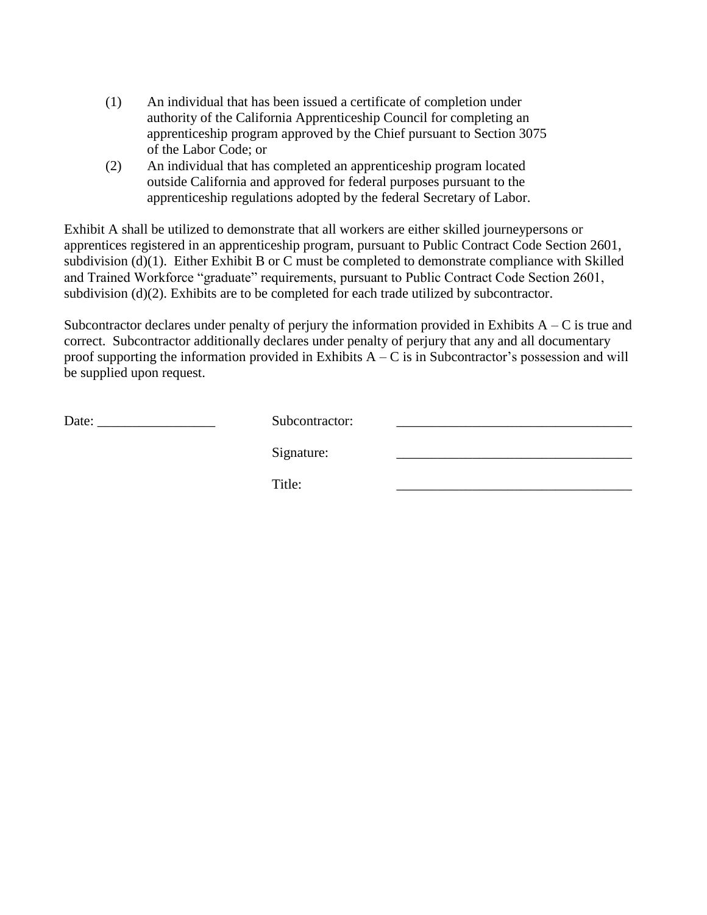(1) An individual that has been issued a certificate of completion under authority of the California Apprenticeship Council for completing an apprenticeship program approved by the Chief pursuant to Section 3075 of the Labor Code; or

(2) An individual that has completed an apprenticeship program located outside California and approved for federal purposes pursuant to the apprenticeship regulations adopted by the federal Secretary of Labor.

Exhibit A shall be utilized to demonstrate that all workers are either skilled journeypersons or apprentices registered in an apprenticeship program, pursuant to Public Contract Code Section 2601, subdivision (d)(1). Either Exhibit B or C must be completed to demonstrate compliance with Skilled and Trained Workforce "graduate" requirements, pursuant to Public Contract Code Section 2601, subdivision (d)(2). Exhibits are to be completed for each trade utilized by subcontractor.

Subcontractor declares under penalty of perjury the information provided in Exhibits A – C is true and correct. Subcontractor additionally declares under penalty of perjury that any and all documentary proof supporting the information provided in Exhibits A – C is in Subcontractor's possession and will be supplied upon request.

Date: _________________ Subcontractor: __________________________________

Signature: __________________________________

Title: __________________________________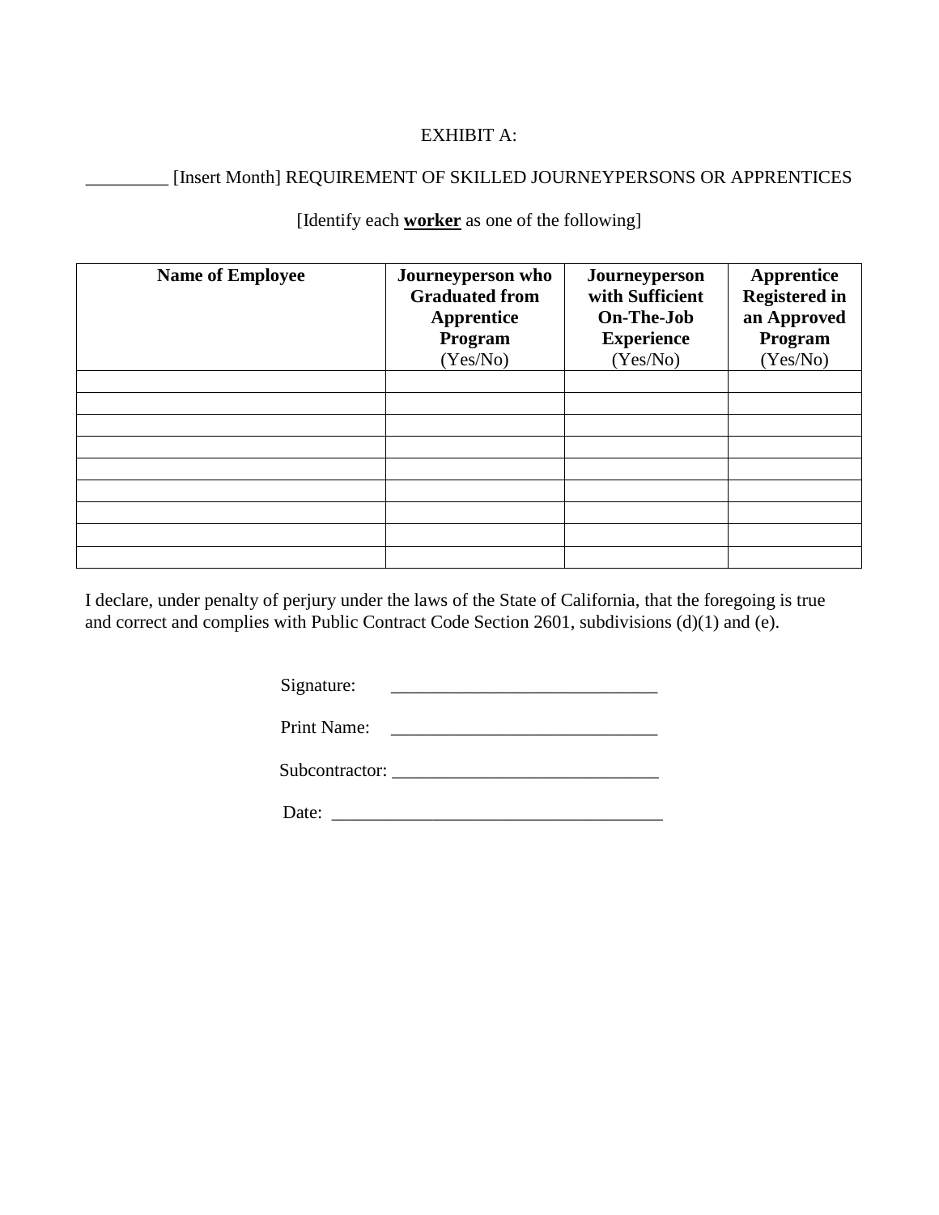EXHIBIT A:

_________ [Insert Month] REQUIREMENT OF SKILLED JOURNEYPERSONS OR APPRENTICES

[Identify each **worker** as one of the following]

| **Name of Employee** | **Journeyperson who Graduated from Apprentice Program** (Yes/No) | **Journeyperson with Sufficient On-The-Job Experience** (Yes/No) | **Apprentice Registered in an Approved Program** (Yes/No) |
|---|---|---|---|
| | | | |
| | | | |
| | | | |
| | | | |
| | | | |
| | | | |
| | | | |
| | | | |
| | | | |

I declare, under penalty of perjury under the laws of the State of California, that the foregoing is true and correct and complies with Public Contract Code Section 2601, subdivisions (d)(1) and (e).

Signature: _____________________________

Print Name: _____________________________

Subcontractor: _____________________________

Date: ____________________________________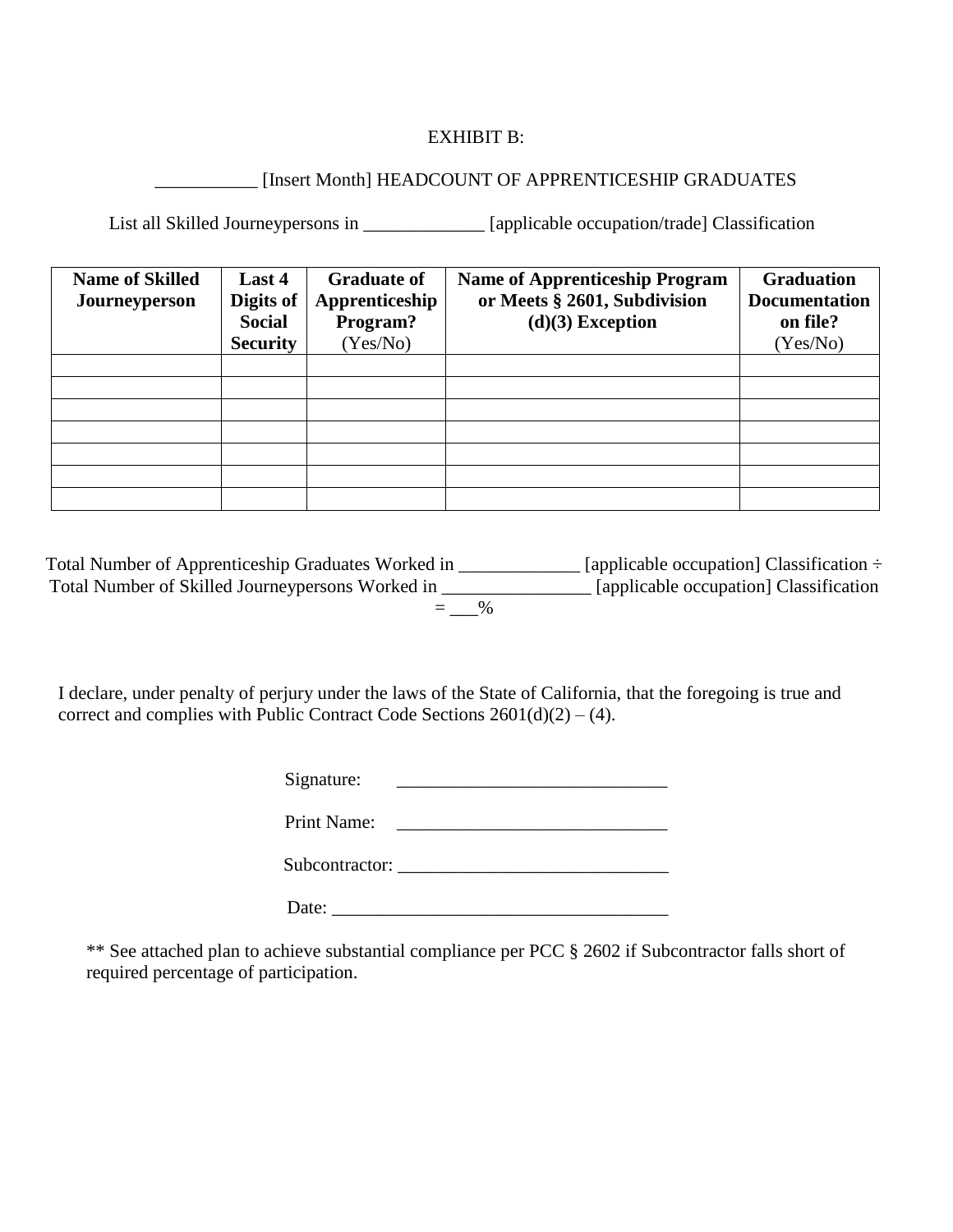EXHIBIT B:

___________ [Insert Month] HEADCOUNT OF APPRENTICESHIP GRADUATES

List all Skilled Journeypersons in _____________ [applicable occupation/trade] Classification

| **Name of Skilled Journeyperson** | **Last 4 Digits of Social Security** | **Graduate of Apprenticeship Program?** (Yes/No) | **Name of Apprenticeship Program or Meets § 2601, Subdivision (d)(3) Exception** | **Graduation Documentation on file?** (Yes/No) |
|---|---|---|---|---|
| | | | | |
| | | | | |
| | | | | |
| | | | | |
| | | | | |
| | | | | |
| | | | | |

Total Number of Apprenticeship Graduates Worked in _____________ [applicable occupation] Classification ÷
Total Number of Skilled Journeypersons Worked in ________________ [applicable occupation] Classification
= ___%

I declare, under penalty of perjury under the laws of the State of California, that the foregoing is true and correct and complies with Public Contract Code Sections 2601(d)(2) – (4).

Signature: _____________________________

Print Name: _____________________________

Subcontractor: _____________________________

Date: _____________________________________

** See attached plan to achieve substantial compliance per PCC § 2602 if Subcontractor falls short of required percentage of participation.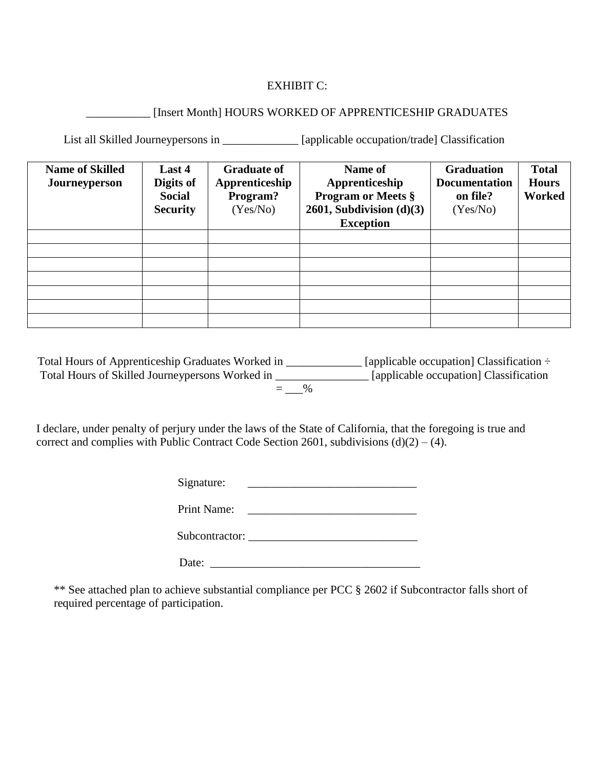EXHIBIT C:

___________ [Insert Month] HOURS WORKED OF APPRENTICESHIP GRADUATES

List all Skilled Journeypersons in _____________ [applicable occupation/trade] Classification

| **Name of Skilled Journeyperson** | **Last 4 Digits of Social Security** | **Graduate of Apprenticeship Program?** (Yes/No) | **Name of Apprenticeship Program or Meets § 2601, Subdivision (d)(3) Exception** | **Graduation Documentation on file?** (Yes/No) | **Total Hours Worked** |
|---|---|---|---|---|---|
| | | | | | |
| | | | | | |
| | | | | | |
| | | | | | |
| | | | | | |
| | | | | | |
| | | | | | |

Total Hours of Apprenticeship Graduates Worked in _____________ [applicable occupation] Classification ÷
Total Hours of Skilled Journeypersons Worked in ________________ [applicable occupation] Classification
= ___%

I declare, under penalty of perjury under the laws of the State of California, that the foregoing is true and correct and complies with Public Contract Code Section 2601, subdivisions (d)(2) – (4).

Signature: _____________________________

Print Name: _____________________________

Subcontractor: _____________________________

Date: ___________________________________

** See attached plan to achieve substantial compliance per PCC § 2602 if Subcontractor falls short of required percentage of participation.